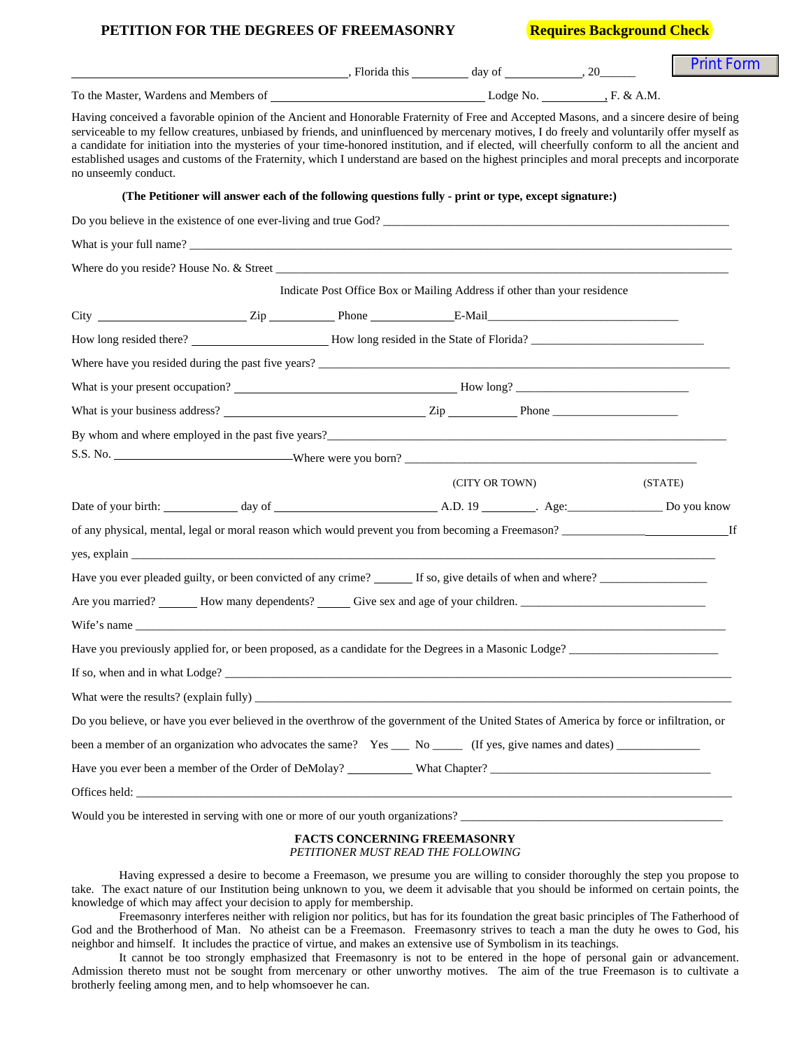**PETITION FOR THE DEGREES OF FREEMASONRY** **Requires Background Check**

Print Form

______________________________, Florida this _________ day of _____________, 20______

To the Master, Wardens and Members of ______________________________ Lodge No. __________, F. & A.M.

Having conceived a favorable opinion of the Ancient and Honorable Fraternity of Free and Accepted Masons, and a sincere desire of being serviceable to my fellow creatures, unbiased by friends, and uninfluenced by mercenary motives, I do freely and voluntarily offer myself as a candidate for initiation into the mysteries of your time-honored institution, and if elected, will cheerfully conform to all the ancient and established usages and customs of the Fraternity, which I understand are based on the highest principles and moral precepts and incorporate no unseemly conduct.

**(The Petitioner will answer each of the following questions fully - print or type, except signature:)**

Do you believe in the existence of one ever-living and true God? ______________________________

What is your full name? ______________________________

Where do you reside? House No. & Street ______________________________

Indicate Post Office Box or Mailing Address if other than your residence

City ______________ Zip __________ Phone ______________E-Mail______________________________

How long resided there? ____________________ How long resided in the State of Florida? ____________________

Where have you resided during the past five years? ______________________________

What is your present occupation? ______________________________ How long? ____________________

What is your business address? ______________________________ Zip __________ Phone ____________________

By whom and where employed in the past five years?______________________________

S.S. No. ______________________________Where were you born? ______________________________

(CITY OR TOWN) (STATE)

Date of your birth: __________ day of ____________________ A.D. 19 ________. Age:______________ Do you know of any physical, mental, legal or moral reason which would prevent you from becoming a Freemason? ____________________If yes, explain ______________________________

Have you ever pleaded guilty, or been convicted of any crime? ______ If so, give details of when and where? ________________

Are you married? ______ How many dependents? _____ Give sex and age of your children. ______________________________

Wife's name ______________________________

Have you previously applied for, or been proposed, as a candidate for the Degrees in a Masonic Lodge? ____________________

If so, when and in what Lodge? ______________________________

What were the results? (explain fully) ______________________________

Do you believe, or have you ever believed in the overthrow of the government of the United States of America by force or infiltration, or been a member of an organization who advocates the same? Yes ___ No _____ (If yes, give names and dates) ______________

Have you ever been a member of the Order of DeMolay? __________ What Chapter? ______________________________

Offices held: ______________________________

Would you be interested in serving with one or more of our youth organizations? ______________________________

**FACTS CONCERNING FREEMASONRY**

*PETITIONER MUST READ THE FOLLOWING*

Having expressed a desire to become a Freemason, we presume you are willing to consider thoroughly the step you propose to take. The exact nature of our Institution being unknown to you, we deem it advisable that you should be informed on certain points, the knowledge of which may affect your decision to apply for membership.

Freemasonry interferes neither with religion nor politics, but has for its foundation the great basic principles of The Fatherhood of God and the Brotherhood of Man. No atheist can be a Freemason. Freemasonry strives to teach a man the duty he owes to God, his neighbor and himself. It includes the practice of virtue, and makes an extensive use of Symbolism in its teachings.

It cannot be too strongly emphasized that Freemasonry is not to be entered in the hope of personal gain or advancement. Admission thereto must not be sought from mercenary or other unworthy motives. The aim of the true Freemason is to cultivate a brotherly feeling among men, and to help whomsoever he can.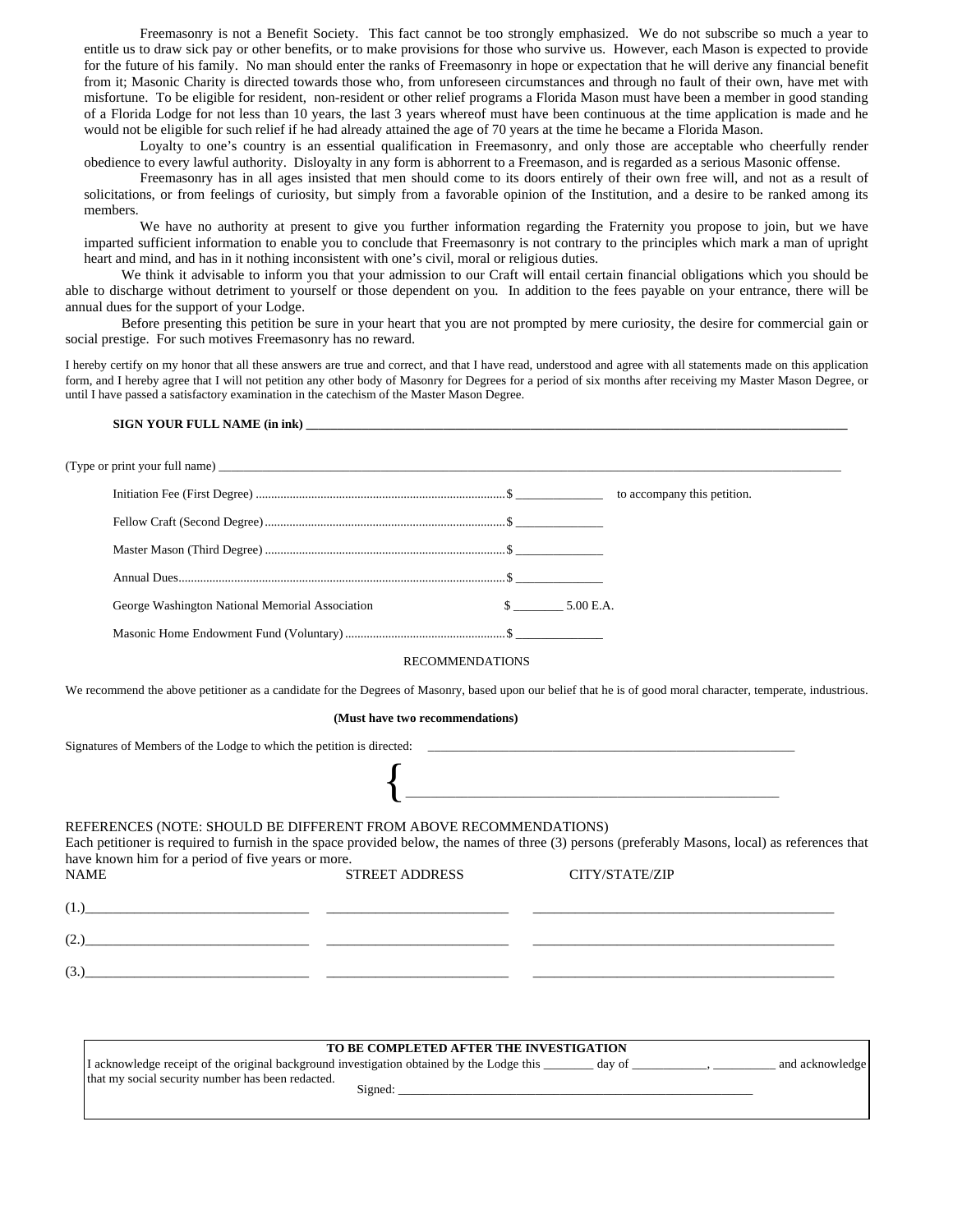Freemasonry is not a Benefit Society. This fact cannot be too strongly emphasized. We do not subscribe so much a year to entitle us to draw sick pay or other benefits, or to make provisions for those who survive us. However, each Mason is expected to provide for the future of his family. No man should enter the ranks of Freemasonry in hope or expectation that he will derive any financial benefit from it; Masonic Charity is directed towards those who, from unforeseen circumstances and through no fault of their own, have met with misfortune. To be eligible for resident, non-resident or other relief programs a Florida Mason must have been a member in good standing of a Florida Lodge for not less than 10 years, the last 3 years whereof must have been continuous at the time application is made and he would not be eligible for such relief if he had already attained the age of 70 years at the time he became a Florida Mason.

Loyalty to one's country is an essential qualification in Freemasonry, and only those are acceptable who cheerfully render obedience to every lawful authority. Disloyalty in any form is abhorrent to a Freemason, and is regarded as a serious Masonic offense.

Freemasonry has in all ages insisted that men should come to its doors entirely of their own free will, and not as a result of solicitations, or from feelings of curiosity, but simply from a favorable opinion of the Institution, and a desire to be ranked among its members.

We have no authority at present to give you further information regarding the Fraternity you propose to join, but we have imparted sufficient information to enable you to conclude that Freemasonry is not contrary to the principles which mark a man of upright heart and mind, and has in it nothing inconsistent with one's civil, moral or religious duties.

We think it advisable to inform you that your admission to our Craft will entail certain financial obligations which you should be able to discharge without detriment to yourself or those dependent on you. In addition to the fees payable on your entrance, there will be annual dues for the support of your Lodge.

Before presenting this petition be sure in your heart that you are not prompted by mere curiosity, the desire for commercial gain or social prestige. For such motives Freemasonry has no reward.

I hereby certify on my honor that all these answers are true and correct, and that I have read, understood and agree with all statements made on this application form, and I hereby agree that I will not petition any other body of Masonry for Degrees for a period of six months after receiving my Master Mason Degree, or until I have passed a satisfactory examination in the catechism of the Master Mason Degree.

**SIGN YOUR FULL NAME (in ink)** ____________________________________________

(Type or print your full name) ____________________________________________

| | | |
|---|---|---|
| Initiation Fee (First Degree) | $ ______________ | to accompany this petition. |
| Fellow Craft (Second Degree) | $ ______________ | |
| Master Mason (Third Degree) | $ ______________ | |
| Annual Dues | $ ______________ | |
| George Washington National Memorial Association | $ ________ 5.00 E.A. | |
| Masonic Home Endowment Fund (Voluntary) | $ ______________ | |

RECOMMENDATIONS

We recommend the above petitioner as a candidate for the Degrees of Masonry, based upon our belief that he is of good moral character, temperate, industrious.

**(Must have two recommendations)**

Signatures of Members of the Lodge to which the petition is directed: ____________________________________________

{ ____________________________________________

REFERENCES (NOTE: SHOULD BE DIFFERENT FROM ABOVE RECOMMENDATIONS)
Each petitioner is required to furnish in the space provided below, the names of three (3) persons (preferably Masons, local) as references that have known him for a period of five years or more.

| NAME | STREET ADDRESS | CITY/STATE/ZIP |
|---|---|---|
| (1.)____________________ | ____________________ | ____________________ |
| (2.)____________________ | ____________________ | ____________________ |
| (3.)____________________ | ____________________ | ____________________ |

**TO BE COMPLETED AFTER THE INVESTIGATION**

I acknowledge receipt of the original background investigation obtained by the Lodge this ________ day of ____________, __________ and acknowledge that my social security number has been redacted.

Signed: ____________________________________________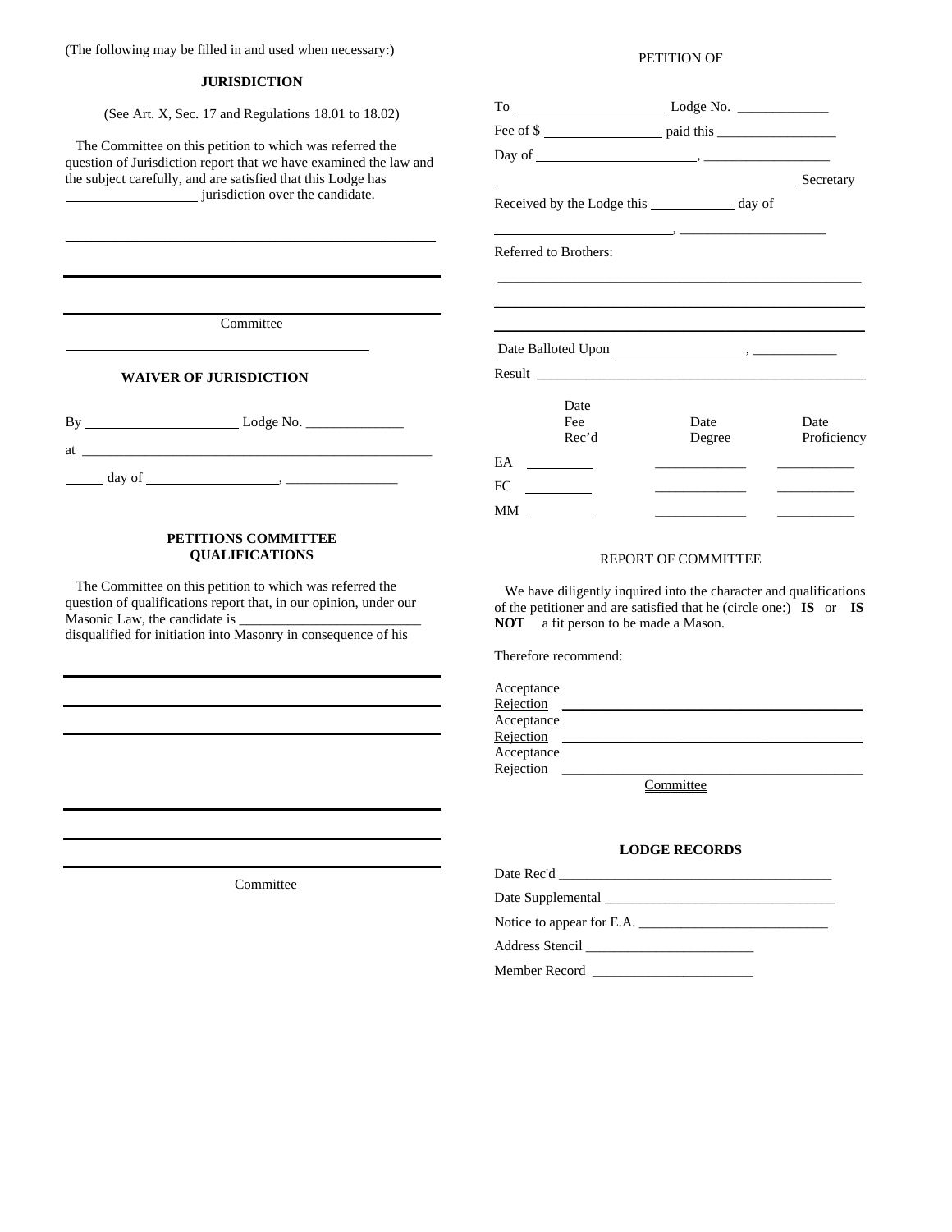(The following may be filled in and used when necessary:)

## JURISDICTION

(See Art. X, Sec. 17 and Regulations 18.01 to 18.02)

The Committee on this petition to which was referred the question of Jurisdiction report that we have examined the law and the subject carefully, and are satisfied that this Lodge has ________________ jurisdiction over the candidate.

______________________________________________

______________________________________________

______________________________________________

Committee

______________________________________________

## WAIVER OF JURISDICTION

By ____________________ Lodge No. ______________

at ______________________________________________

______ day of __________________, ________________

## PETITIONS COMMITTEE QUALIFICATIONS

The Committee on this petition to which was referred the question of qualifications report that, in our opinion, under our Masonic Law, the candidate is __________________________ disqualified for initiation into Masonry in consequence of his

______________________________________________

______________________________________________

______________________________________________

______________________________________________

______________________________________________

______________________________________________

Committee

PETITION OF

To ____________________ Lodge No. _____________

Fee of $ ________________ paid this _________________

Day of ______________________, _________________

________________________________________ Secretary

Received by the Lodge this ____________ day of

______________________, ____________________

Referred to Brothers:

______________________________________________

______________________________________________

______________________________________________

Date Balloted Upon __________________, ____________

Result ______________________________________________

| | Date Fee Rec'd | Date Degree | Date Proficiency |
|---|---|---|---|
| EA | _________ | _____________ | ___________ |
| FC | _________ | _____________ | ___________ |
| MM | _________ | _____________ | ___________ |

## REPORT OF COMMITTEE

We have diligently inquired into the character and qualifications of the petitioner and are satisfied that he (circle one:) **IS** or **IS NOT** a fit person to be made a Mason.

Therefore recommend:

Acceptance
Rejection ____________________________________________

Acceptance
Rejection ____________________________________________

Acceptance
Rejection ____________________________________________

Committee

## LODGE RECORDS

Date Rec'd ______________________________________

Date Supplemental ________________________________

Notice to appear for E.A. __________________________

Address Stencil _______________________

Member Record _______________________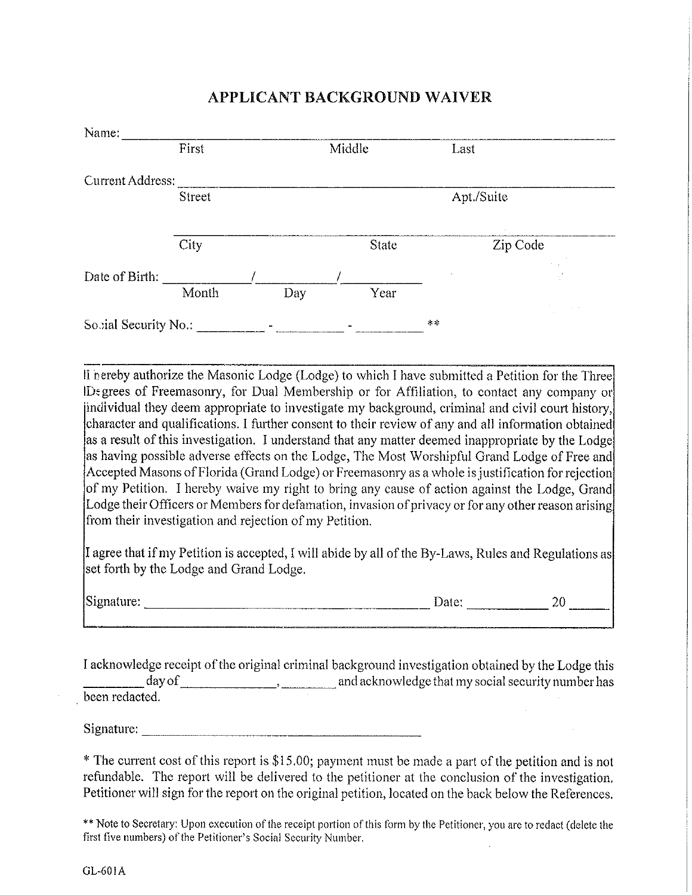# APPLICANT BACKGROUND WAIVER

Name: ______________________________________________________________
First Middle Last

Current Address: ______________________________________________________
Street Apt./Suite

______________________________________________________________
City State Zip Code

Date of Birth: ___________/___________/___________
Month Day Year

Social Security No.: _________ - _________ - _________ **

I hereby authorize the Masonic Lodge (Lodge) to which I have submitted a Petition for the Three Degrees of Freemasonry, for Dual Membership or for Affiliation, to contact any company or individual they deem appropriate to investigate my background, criminal and civil court history, character and qualifications. I further consent to their review of any and all information obtained as a result of this investigation. I understand that any matter deemed inappropriate by the Lodge as having possible adverse effects on the Lodge, The Most Worshipful Grand Lodge of Free and Accepted Masons of Florida (Grand Lodge) or Freemasonry as a whole is justification for rejection of my Petition. I hereby waive my right to bring any cause of action against the Lodge, Grand Lodge their Officers or Members for defamation, invasion of privacy or for any other reason arising from their investigation and rejection of my Petition.

I agree that if my Petition is accepted, I will abide by all of the By-Laws, Rules and Regulations as set forth by the Lodge and Grand Lodge.

Signature: ________________________________________ Date: ___________ 20 _____

I acknowledge receipt of the original criminal background investigation obtained by the Lodge this _________ day of ______________, ________ and acknowledge that my social security number has been redacted.

Signature: ________________________________________

* The current cost of this report is $15.00; payment must be made a part of the petition and is not refundable. The report will be delivered to the petitioner at the conclusion of the investigation. Petitioner will sign for the report on the original petition, located on the back below the References.

** Note to Secretary: Upon execution of the receipt portion of this form by the Petitioner, you are to redact (delete the first five numbers) of the Petitioner's Social Security Number.

GL-601A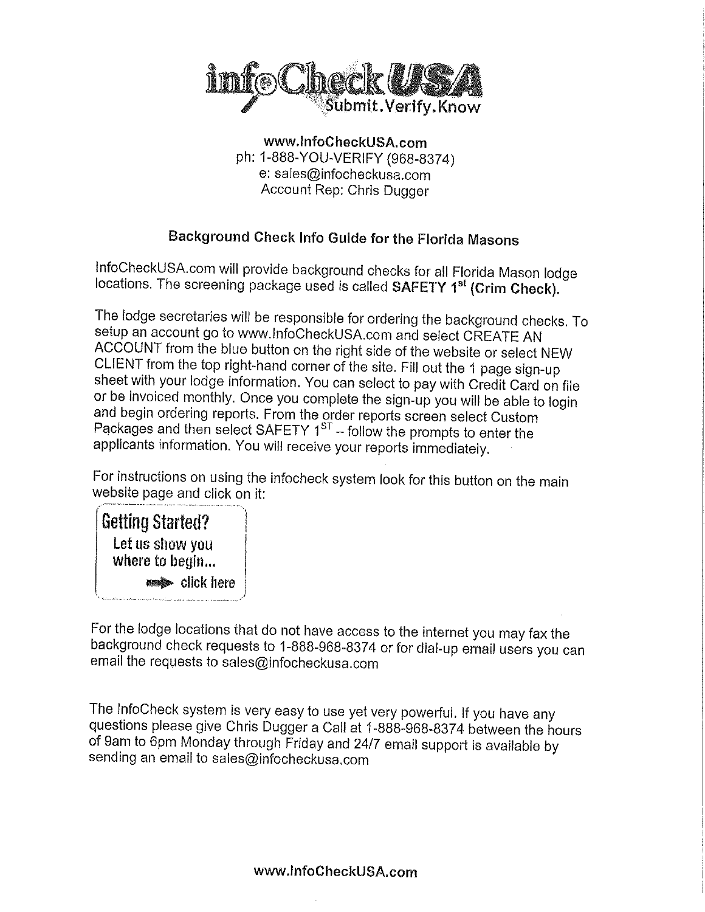# infoCheck USA

Submit.Verify.Know

www.InfoCheckUSA.com
ph: 1-888-YOU-VERIFY (968-8374)
e: sales@infocheckusa.com
Account Rep: Chris Dugger

## Background Check Info Guide for the Florida Masons

InfoCheckUSA.com will provide background checks for all Florida Mason lodge locations. The screening package used is called **SAFETY 1st (Crim Check).**

The lodge secretaries will be responsible for ordering the background checks. To setup an account go to www.InfoCheckUSA.com and select CREATE AN ACCOUNT from the blue button on the right side of the website or select NEW CLIENT from the top right-hand corner of the site. Fill out the 1 page sign-up sheet with your lodge information. You can select to pay with Credit Card on file or be invoiced monthly. Once you complete the sign-up you will be able to login and begin ordering reports. From the order reports screen select Custom Packages and then select SAFETY 1ST – follow the prompts to enter the applicants information. You will receive your reports immediately.

For instructions on using the infocheck system look for this button on the main website page and click on it:

**Getting Started?**
Let us show you where to begin...
click here

For the lodge locations that do not have access to the internet you may fax the background check requests to 1-888-968-8374 or for dial-up email users you can email the requests to sales@infocheckusa.com

The InfoCheck system is very easy to use yet very powerful. If you have any questions please give Chris Dugger a Call at 1-888-968-8374 between the hours of 9am to 6pm Monday through Friday and 24/7 email support is available by sending an email to sales@infocheckusa.com

www.InfoCheckUSA.com